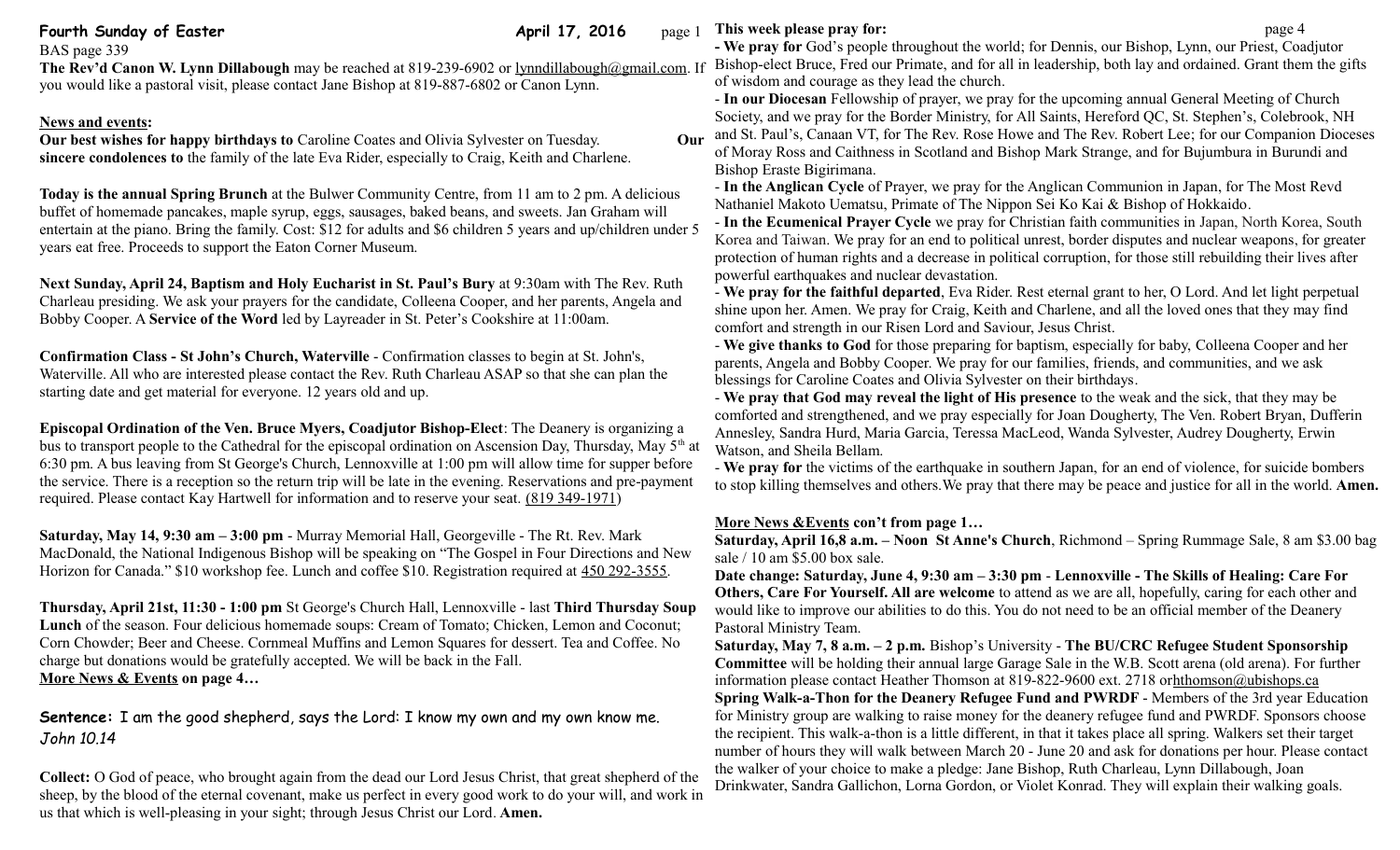**Fourth Sunday of Easter** **April 17, 2016**

BAS page 339

**The Rev'd Canon W. Lynn Dillabough** may be reached at 819-239-6902 or lynndillabough@gmail.com. If you would like a pastoral visit, please contact Jane Bishop at 819-887-6802 or Canon Lynn.

**News and events:**

**Our best wishes for happy birthdays to** Caroline Coates and Olivia Sylvester on Tuesday. **Our sincere condolences to** the family of the late Eva Rider, especially to Craig, Keith and Charlene.

**Today is the annual Spring Brunch** at the Bulwer Community Centre, from 11 am to 2 pm. A delicious buffet of homemade pancakes, maple syrup, eggs, sausages, baked beans, and sweets. Jan Graham will entertain at the piano. Bring the family. Cost: $12 for adults and $6 children 5 years and up/children under 5 years eat free. Proceeds to support the Eaton Corner Museum.

**Next Sunday, April 24, Baptism and Holy Eucharist in St. Paul's Bury** at 9:30am with The Rev. Ruth Charleau presiding. We ask your prayers for the candidate, Colleena Cooper, and her parents, Angela and Bobby Cooper. A **Service of the Word** led by Layreader in St. Peter's Cookshire at 11:00am.

**Confirmation Class - St John's Church, Waterville** - Confirmation classes to begin at St. John's, Waterville. All who are interested please contact the Rev. Ruth Charleau ASAP so that she can plan the starting date and get material for everyone. 12 years old and up.

**Episcopal Ordination of the Ven. Bruce Myers, Coadjutor Bishop-Elect**: The Deanery is organizing a bus to transport people to the Cathedral for the episcopal ordination on Ascension Day, Thursday, May 5th at 6:30 pm. A bus leaving from St George's Church, Lennoxville at 1:00 pm will allow time for supper before the service. There is a reception so the return trip will be late in the evening. Reservations and pre-payment required. Please contact Kay Hartwell for information and to reserve your seat. (819 349-1971)

**Saturday, May 14, 9:30 am – 3:00 pm** - Murray Memorial Hall, Georgeville - The Rt. Rev. Mark MacDonald, the National Indigenous Bishop will be speaking on "The Gospel in Four Directions and New Horizon for Canada." $10 workshop fee. Lunch and coffee $10. Registration required at 450 292-3555.

**Thursday, April 21st, 11:30 - 1:00 pm** St George's Church Hall, Lennoxville - last **Third Thursday Soup Lunch** of the season. Four delicious homemade soups: Cream of Tomato; Chicken, Lemon and Coconut; Corn Chowder; Beer and Cheese. Cornmeal Muffins and Lemon Squares for dessert. Tea and Coffee. No charge but donations would be gratefully accepted. We will be back in the Fall.

**More News & Events on page 4…**

**Sentence:** I am the good shepherd, says the Lord: I know my own and my own know me. *John 10.14*

**Collect:** O God of peace, who brought again from the dead our Lord Jesus Christ, that great shepherd of the sheep, by the blood of the eternal covenant, make us perfect in every good work to do your will, and work in us that which is well-pleasing in your sight; through Jesus Christ our Lord. **Amen.**

**This week please pray for:**

- **We pray for** God's people throughout the world; for Dennis, our Bishop, Lynn, our Priest, Coadjutor Bishop-elect Bruce, Fred our Primate, and for all in leadership, both lay and ordained. Grant them the gifts of wisdom and courage as they lead the church.
- **In our Diocesan** Fellowship of prayer, we pray for the upcoming annual General Meeting of Church Society, and we pray for the Border Ministry, for All Saints, Hereford QC, St. Stephen's, Colebrook, NH and St. Paul's, Canaan VT, for The Rev. Rose Howe and The Rev. Robert Lee; for our Companion Dioceses of Moray Ross and Caithness in Scotland and Bishop Mark Strange, and for Bujumbura in Burundi and Bishop Eraste Bigirimana.
- **In the Anglican Cycle** of Prayer, we pray for the Anglican Communion in Japan, for The Most Revd Nathaniel Makoto Uematsu, Primate of The Nippon Sei Ko Kai & Bishop of Hokkaido.
- **In the Ecumenical Prayer Cycle** we pray for Christian faith communities in Japan, North Korea, South Korea and Taiwan. We pray for an end to political unrest, border disputes and nuclear weapons, for greater protection of human rights and a decrease in political corruption, for those still rebuilding their lives after powerful earthquakes and nuclear devastation.
- **We pray for the faithful departed**, Eva Rider. Rest eternal grant to her, O Lord. And let light perpetual shine upon her. Amen. We pray for Craig, Keith and Charlene, and all the loved ones that they may find comfort and strength in our Risen Lord and Saviour, Jesus Christ.
- **We give thanks to God** for those preparing for baptism, especially for baby, Colleena Cooper and her parents, Angela and Bobby Cooper. We pray for our families, friends, and communities, and we ask blessings for Caroline Coates and Olivia Sylvester on their birthdays.
- **We pray that God may reveal the light of His presence** to the weak and the sick, that they may be comforted and strengthened, and we pray especially for Joan Dougherty, The Ven. Robert Bryan, Dufferin Annesley, Sandra Hurd, Maria Garcia, Teressa MacLeod, Wanda Sylvester, Audrey Dougherty, Erwin Watson, and Sheila Bellam.
- **We pray for** the victims of the earthquake in southern Japan, for an end of violence, for suicide bombers to stop killing themselves and others.We pray that there may be peace and justice for all in the world. **Amen.**

**More News &Events con't from page 1…**

**Saturday, April 16,8 a.m. – Noon St Anne's Church**, Richmond – Spring Rummage Sale, 8 am $3.00 bag sale / 10 am $5.00 box sale.

**Date change: Saturday, June 4, 9:30 am – 3:30 pm** - **Lennoxville - The Skills of Healing: Care For Others, Care For Yourself. All are welcome** to attend as we are all, hopefully, caring for each other and would like to improve our abilities to do this. You do not need to be an official member of the Deanery Pastoral Ministry Team.

**Saturday, May 7, 8 a.m. – 2 p.m.** Bishop's University - **The BU/CRC Refugee Student Sponsorship Committee** will be holding their annual large Garage Sale in the W.B. Scott arena (old arena). For further information please contact Heather Thomson at 819-822-9600 ext. 2718 orhthomson@ubishops.ca

**Spring Walk-a-Thon for the Deanery Refugee Fund and PWRDF** - Members of the 3rd year Education for Ministry group are walking to raise money for the deanery refugee fund and PWRDF. Sponsors choose the recipient. This walk-a-thon is a little different, in that it takes place all spring. Walkers set their target number of hours they will walk between March 20 - June 20 and ask for donations per hour. Please contact the walker of your choice to make a pledge: Jane Bishop, Ruth Charleau, Lynn Dillabough, Joan Drinkwater, Sandra Gallichon, Lorna Gordon, or Violet Konrad. They will explain their walking goals.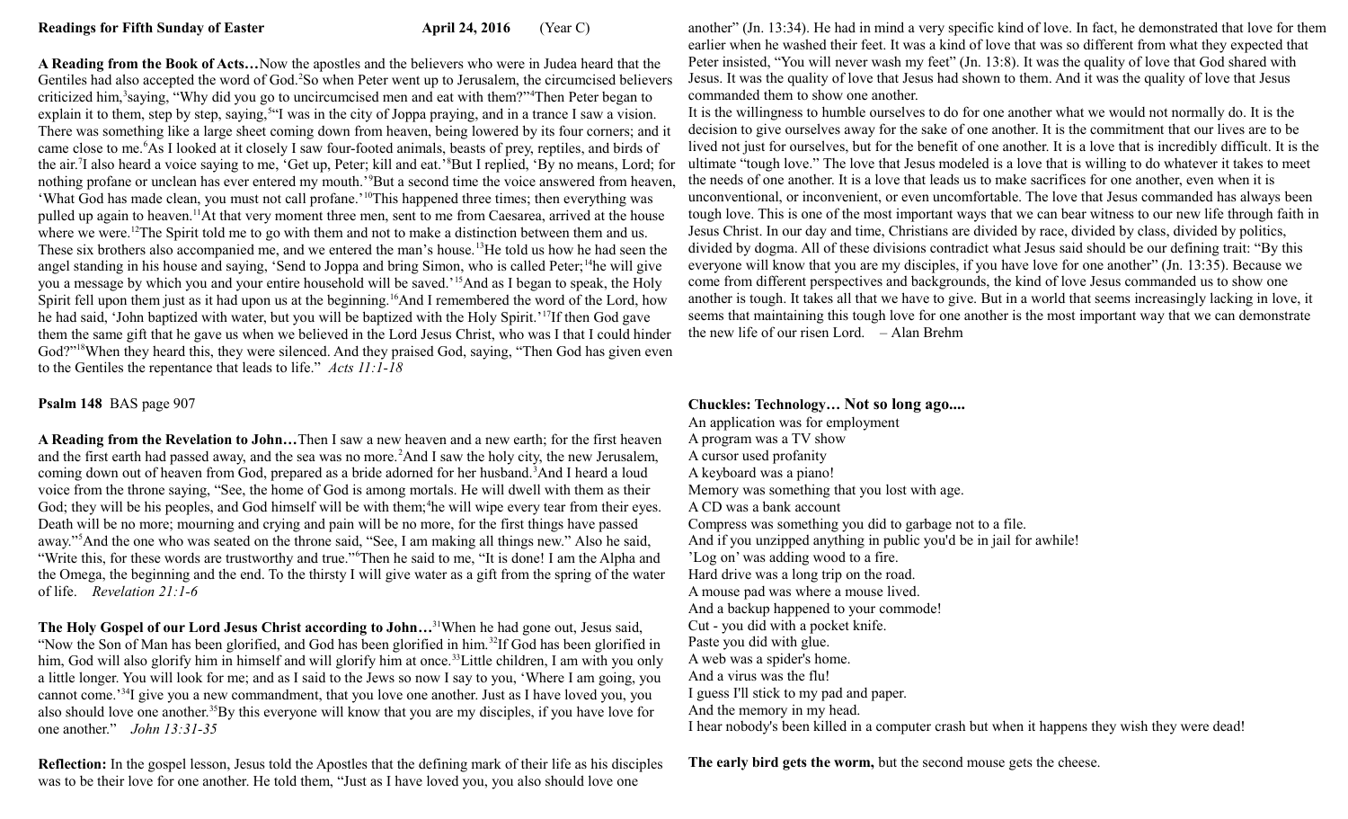**Readings for Fifth Sunday of Easter** **April 24, 2016** (Year C)

**A Reading from the Book of Acts…**Now the apostles and the believers who were in Judea heard that the Gentiles had also accepted the word of God.[2]So when Peter went up to Jerusalem, the circumcised believers criticized him,[3]saying, "Why did you go to uncircumcised men and eat with them?"[4]Then Peter began to explain it to them, step by step, saying,[5]"I was in the city of Joppa praying, and in a trance I saw a vision. There was something like a large sheet coming down from heaven, being lowered by its four corners; and it came close to me.[6]As I looked at it closely I saw four-footed animals, beasts of prey, reptiles, and birds of the air.[7]I also heard a voice saying to me, 'Get up, Peter; kill and eat.'[8]But I replied, 'By no means, Lord; for nothing profane or unclean has ever entered my mouth.'[9]But a second time the voice answered from heaven, 'What God has made clean, you must not call profane.'[10]This happened three times; then everything was pulled up again to heaven.[11]At that very moment three men, sent to me from Caesarea, arrived at the house where we were.[12]The Spirit told me to go with them and not to make a distinction between them and us. These six brothers also accompanied me, and we entered the man's house.[13]He told us how he had seen the angel standing in his house and saying, 'Send to Joppa and bring Simon, who is called Peter;[14]he will give you a message by which you and your entire household will be saved.'[15]And as I began to speak, the Holy Spirit fell upon them just as it had upon us at the beginning.[16]And I remembered the word of the Lord, how he had said, 'John baptized with water, but you will be baptized with the Holy Spirit.'[17]If then God gave them the same gift that he gave us when we believed in the Lord Jesus Christ, who was I that I could hinder God?"[18]When they heard this, they were silenced. And they praised God, saying, "Then God has given even to the Gentiles the repentance that leads to life." *Acts 11:1-18*

**Psalm 148** BAS page 907

**A Reading from the Revelation to John…**Then I saw a new heaven and a new earth; for the first heaven and the first earth had passed away, and the sea was no more.[2]And I saw the holy city, the new Jerusalem, coming down out of heaven from God, prepared as a bride adorned for her husband.[3]And I heard a loud voice from the throne saying, "See, the home of God is among mortals. He will dwell with them as their God; they will be his peoples, and God himself will be with them;[4]he will wipe every tear from their eyes. Death will be no more; mourning and crying and pain will be no more, for the first things have passed away."[5]And the one who was seated on the throne said, "See, I am making all things new." Also he said, "Write this, for these words are trustworthy and true."[6]Then he said to me, "It is done! I am the Alpha and the Omega, the beginning and the end. To the thirsty I will give water as a gift from the spring of the water of life. *Revelation 21:1-6*

**The Holy Gospel of our Lord Jesus Christ according to John…**[31]When he had gone out, Jesus said, "Now the Son of Man has been glorified, and God has been glorified in him.[32]If God has been glorified in him, God will also glorify him in himself and will glorify him at once.[33]Little children, I am with you only a little longer. You will look for me; and as I said to the Jews so now I say to you, 'Where I am going, you cannot come.'[34]I give you a new commandment, that you love one another. Just as I have loved you, you also should love one another.[35]By this everyone will know that you are my disciples, if you have love for one another." *John 13:31-35*

**Reflection:** In the gospel lesson, Jesus told the Apostles that the defining mark of their life as his disciples was to be their love for one another. He told them, "Just as I have loved you, you also should love one another" (Jn. 13:34). He had in mind a very specific kind of love. In fact, he demonstrated that love for them earlier when he washed their feet. It was a kind of love that was so different from what they expected that Peter insisted, "You will never wash my feet" (Jn. 13:8). It was the quality of love that God shared with Jesus. It was the quality of love that Jesus had shown to them. And it was the quality of love that Jesus commanded them to show one another.

It is the willingness to humble ourselves to do for one another what we would not normally do. It is the decision to give ourselves away for the sake of one another. It is the commitment that our lives are to be lived not just for ourselves, but for the benefit of one another. It is a love that is incredibly difficult. It is the ultimate "tough love." The love that Jesus modeled is a love that is willing to do whatever it takes to meet the needs of one another. It is a love that leads us to make sacrifices for one another, even when it is unconventional, or inconvenient, or even uncomfortable. The love that Jesus commanded has always been tough love. This is one of the most important ways that we can bear witness to our new life through faith in Jesus Christ. In our day and time, Christians are divided by race, divided by class, divided by politics, divided by dogma. All of these divisions contradict what Jesus said should be our defining trait: "By this everyone will know that you are my disciples, if you have love for one another" (Jn. 13:35). Because we come from different perspectives and backgrounds, the kind of love Jesus commanded us to show one another is tough. It takes all that we have to give. But in a world that seems increasingly lacking in love, it seems that maintaining this tough love for one another is the most important way that we can demonstrate the new life of our risen Lord. – Alan Brehm

**Chuckles: Technology… Not so long ago....**

An application was for employment
A program was a TV show
A cursor used profanity
A keyboard was a piano!
Memory was something that you lost with age.
A CD was a bank account
Compress was something you did to garbage not to a file.
And if you unzipped anything in public you'd be in jail for awhile!
'Log on' was adding wood to a fire.
Hard drive was a long trip on the road.
A mouse pad was where a mouse lived.
And a backup happened to your commode!
Cut - you did with a pocket knife.
Paste you did with glue.
A web was a spider's home.
And a virus was the flu!
I guess I'll stick to my pad and paper.
And the memory in my head.
I hear nobody's been killed in a computer crash but when it happens they wish they were dead!

**The early bird gets the worm,** but the second mouse gets the cheese.